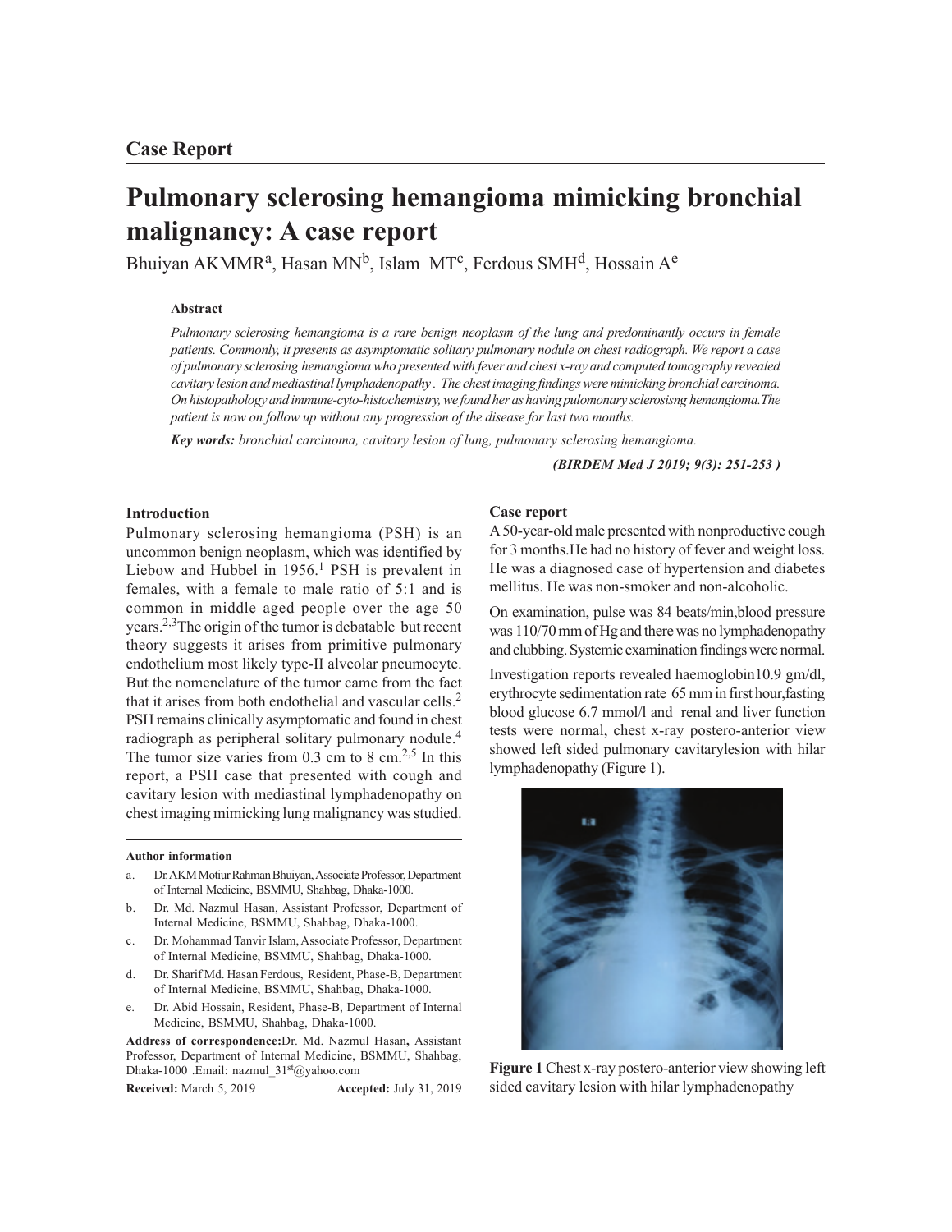## Case Report

# Pulmonary sclerosing hemangioma mimicking bronchial malignancy: A case report

Bhuiyan AKMMR[a], Hasan MN[b], Islam MT[c], Ferdous SMH[d], Hossain A[e]

### Abstract

*Pulmonary sclerosing hemangioma is a rare benign neoplasm of the lung and predominantly occurs in female patients. Commonly, it presents as asymptomatic solitary pulmonary nodule on chest radiograph. We report a case of pulmonary sclerosing hemangioma who presented with fever and chest x-ray and computed tomography revealed cavitary lesion and mediastinal lymphadenopathy . The chest imaging findings were mimicking bronchial carcinoma. On histopathology and immune-cyto-histochemistry, we found her as having pulomonary sclerosisng hemangioma.The patient is now on follow up without any progression of the disease for last two months.*

***Key words:*** *bronchial carcinoma, cavitary lesion of lung, pulmonary sclerosing hemangioma.*

***(BIRDEM Med J 2019; 9(3): 251-253 )***

### Introduction

Pulmonary sclerosing hemangioma (PSH) is an uncommon benign neoplasm, which was identified by Liebow and Hubbel in 1956.[1] PSH is prevalent in females, with a female to male ratio of 5:1 and is common in middle aged people over the age 50 years.[2,3]The origin of the tumor is debatable but recent theory suggests it arises from primitive pulmonary endothelium most likely type-II alveolar pneumocyte. But the nomenclature of the tumor came from the fact that it arises from both endothelial and vascular cells.[2] PSH remains clinically asymptomatic and found in chest radiograph as peripheral solitary pulmonary nodule.[4] The tumor size varies from 0.3 cm to 8 cm.[2,5] In this report, a PSH case that presented with cough and cavitary lesion with mediastinal lymphadenopathy on chest imaging mimicking lung malignancy was studied.

### Author information

a. Dr. AKM Motiur Rahman Bhuiyan, Associate Professor, Department of Internal Medicine, BSMMU, Shahbag, Dhaka-1000.
b. Dr. Md. Nazmul Hasan, Assistant Professor, Department of Internal Medicine, BSMMU, Shahbag, Dhaka-1000.
c. Dr. Mohammad Tanvir Islam, Associate Professor, Department of Internal Medicine, BSMMU, Shahbag, Dhaka-1000.
d. Dr. Sharif Md. Hasan Ferdous, Resident, Phase-B, Department of Internal Medicine, BSMMU, Shahbag, Dhaka-1000.
e. Dr. Abid Hossain, Resident, Phase-B, Department of Internal Medicine, BSMMU, Shahbag, Dhaka-1000.

**Address of correspondence:** Dr. Md. Nazmul Hasan**,** Assistant Professor, Department of Internal Medicine, BSMMU, Shahbag, Dhaka-1000 .Email: nazmul_31st@yahoo.com

**Received:** March 5, 2019 **Accepted:** July 31, 2019

### Case report

A 50-year-old male presented with nonproductive cough for 3 months.He had no history of fever and weight loss. He was a diagnosed case of hypertension and diabetes mellitus. He was non-smoker and non-alcoholic.

On examination, pulse was 84 beats/min,blood pressure was 110/70 mm of Hg and there was no lymphadenopathy and clubbing. Systemic examination findings were normal.

Investigation reports revealed haemoglobin10.9 gm/dl, erythrocyte sedimentation rate 65 mm in first hour,fasting blood glucose 6.7 mmol/l and renal and liver function tests were normal, chest x-ray postero-anterior view showed left sided pulmonary cavitarylesion with hilar lymphadenopathy (Figure 1).

**Figure 1** Chest x-ray postero-anterior view showing left sided cavitary lesion with hilar lymphadenopathy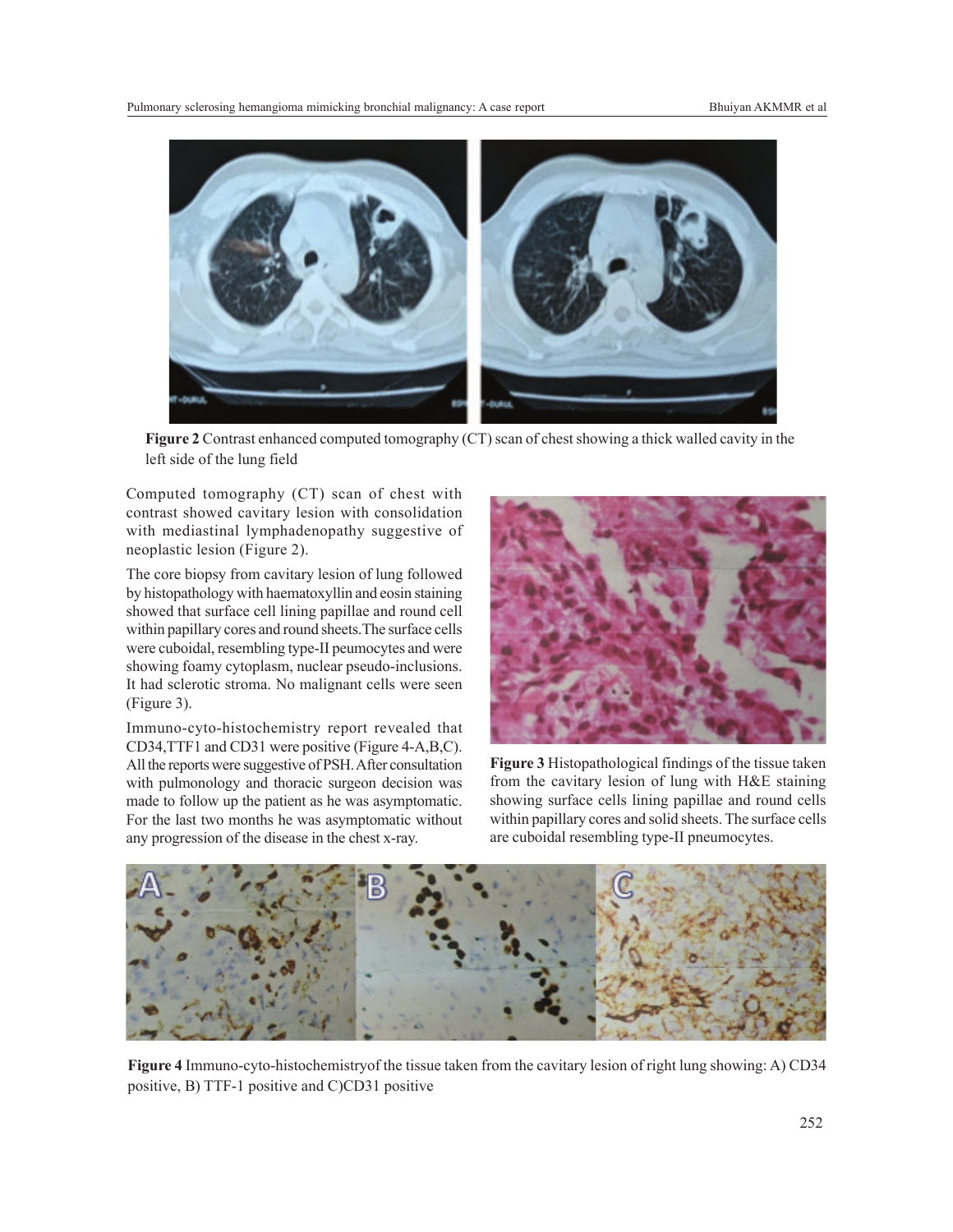**Figure 2** Contrast enhanced computed tomography (CT) scan of chest showing a thick walled cavity in the left side of the lung field

Computed tomography (CT) scan of chest with contrast showed cavitary lesion with consolidation with mediastinal lymphadenopathy suggestive of neoplastic lesion (Figure 2).

The core biopsy from cavitary lesion of lung followed by histopathology with haematoxyllin and eosin staining showed that surface cell lining papillae and round cell within papillary cores and round sheets.The surface cells were cuboidal, resembling type-II peumocytes and were showing foamy cytoplasm, nuclear pseudo-inclusions. It had sclerotic stroma. No malignant cells were seen (Figure 3).

Immuno-cyto-histochemistry report revealed that CD34,TTF1 and CD31 were positive (Figure 4-A,B,C). All the reports were suggestive of PSH. After consultation with pulmonology and thoracic surgeon decision was made to follow up the patient as he was asymptomatic. For the last two months he was asymptomatic without any progression of the disease in the chest x-ray.

**Figure 3** Histopathological findings of the tissue taken from the cavitary lesion of lung with H&E staining showing surface cells lining papillae and round cells within papillary cores and solid sheets. The surface cells are cuboidal resembling type-II pneumocytes.

**Figure 4** Immuno-cyto-histochemistryof the tissue taken from the cavitary lesion of right lung showing: A) CD34 positive, B) TTF-1 positive and C)CD31 positive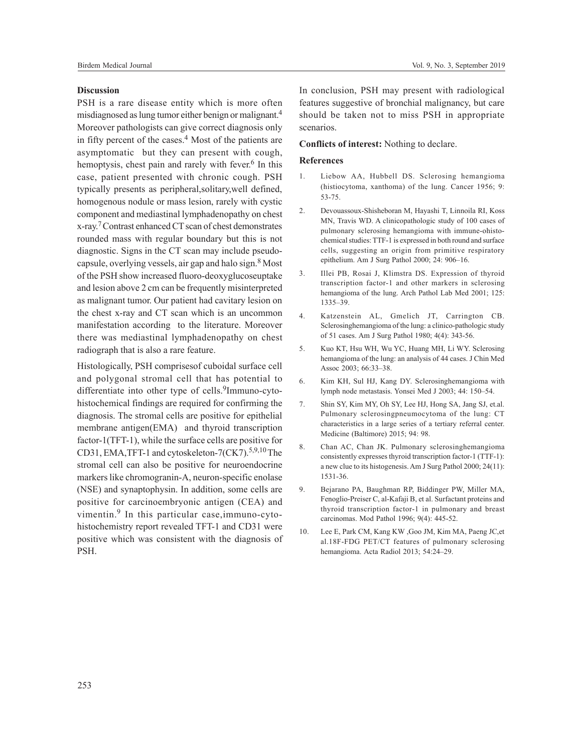### Discussion

PSH is a rare disease entity which is more often misdiagnosed as lung tumor either benign or malignant.[4] Moreover pathologists can give correct diagnosis only in fifty percent of the cases.[4] Most of the patients are asymptomatic but they can present with cough, hemoptysis, chest pain and rarely with fever.[6] In this case, patient presented with chronic cough. PSH typically presents as peripheral,solitary,well defined, homogenous nodule or mass lesion, rarely with cystic component and mediastinal lymphadenopathy on chest x-ray.[7] Contrast enhanced CT scan of chest demonstrates rounded mass with regular boundary but this is not diagnostic. Signs in the CT scan may include pseudo-capsule, overlying vessels, air gap and halo sign.[8] Most of the PSH show increased fluoro-deoxyglucoseuptake and lesion above 2 cm can be frequently misinterpreted as malignant tumor. Our patient had cavitary lesion on the chest x-ray and CT scan which is an uncommon manifestation according to the literature. Moreover there was mediastinal lymphadenopathy on chest radiograph that is also a rare feature.

Histologically, PSH comprisesof cuboidal surface cell and polygonal stromal cell that has potential to differentiate into other type of cells.[9]Immuno-cyto-histochemical findings are required for confirming the diagnosis. The stromal cells are positive for epithelial membrane antigen(EMA) and thyroid transcription factor-1(TFT-1), while the surface cells are positive for CD31, EMA,TFT-1 and cytoskeleton-7(CK7).[5,9,10] The stromal cell can also be positive for neuroendocrine markers like chromogranin-A, neuron-specific enolase (NSE) and synaptophysin. In addition, some cells are positive for carcinoembryonic antigen (CEA) and vimentin.[9] In this particular case,immuno-cyto-histochemistry report revealed TFT-1 and CD31 were positive which was consistent with the diagnosis of PSH.

In conclusion, PSH may present with radiological features suggestive of bronchial malignancy, but care should be taken not to miss PSH in appropriate scenarios.

**Conflicts of interest:** Nothing to declare.

### References

1. Liebow AA, Hubbell DS. Sclerosing hemangioma (histiocytoma, xanthoma) of the lung. Cancer 1956; 9: 53-75.
2. Devouassoux-Shisheboran M, Hayashi T, Linnoila RI, Koss MN, Travis WD. A clinicopathologic study of 100 cases of pulmonary sclerosing hemangioma with immune-ohisto-chemical studies: TTF-1 is expressed in both round and surface cells, suggesting an origin from primitive respiratory epithelium. Am J Surg Pathol 2000; 24: 906–16.
3. Illei PB, Rosai J, Klimstra DS. Expression of thyroid transcription factor-1 and other markers in sclerosing hemangioma of the lung. Arch Pathol Lab Med 2001; 125: 1335–39.
4. Katzenstein AL, Gmelich JT, Carrington CB. Sclerosinghemangioma of the lung: a clinico-pathologic study of 51 cases. Am J Surg Pathol 1980; 4(4): 343-56.
5. Kuo KT, Hsu WH, Wu YC, Huang MH, Li WY. Sclerosing hemangioma of the lung: an analysis of 44 cases. J Chin Med Assoc 2003; 66:33–38.
6. Kim KH, Sul HJ, Kang DY. Sclerosinghemangioma with lymph node metastasis. Yonsei Med J 2003; 44: 150–54.
7. Shin SY, Kim MY, Oh SY, Lee HJ, Hong SA, Jang SJ, et.al. Pulmonary sclerosingpneumocytoma of the lung: CT characteristics in a large series of a tertiary referral center. Medicine (Baltimore) 2015; 94: 98.
8. Chan AC, Chan JK. Pulmonary sclerosinghemangioma consistently expresses thyroid transcription factor-1 (TTF-1): a new clue to its histogenesis. Am J Surg Pathol 2000; 24(11): 1531-36.
9. Bejarano PA, Baughman RP, Biddinger PW, Miller MA, Fenoglio-Preiser C, al-Kafaji B, et al. Surfactant proteins and thyroid transcription factor-1 in pulmonary and breast carcinomas. Mod Pathol 1996; 9(4): 445-52.
10. Lee E, Park CM, Kang KW ,Goo JM, Kim MA, Paeng JC,et al.18F-FDG PET/CT features of pulmonary sclerosing hemangioma. Acta Radiol 2013; 54:24–29.